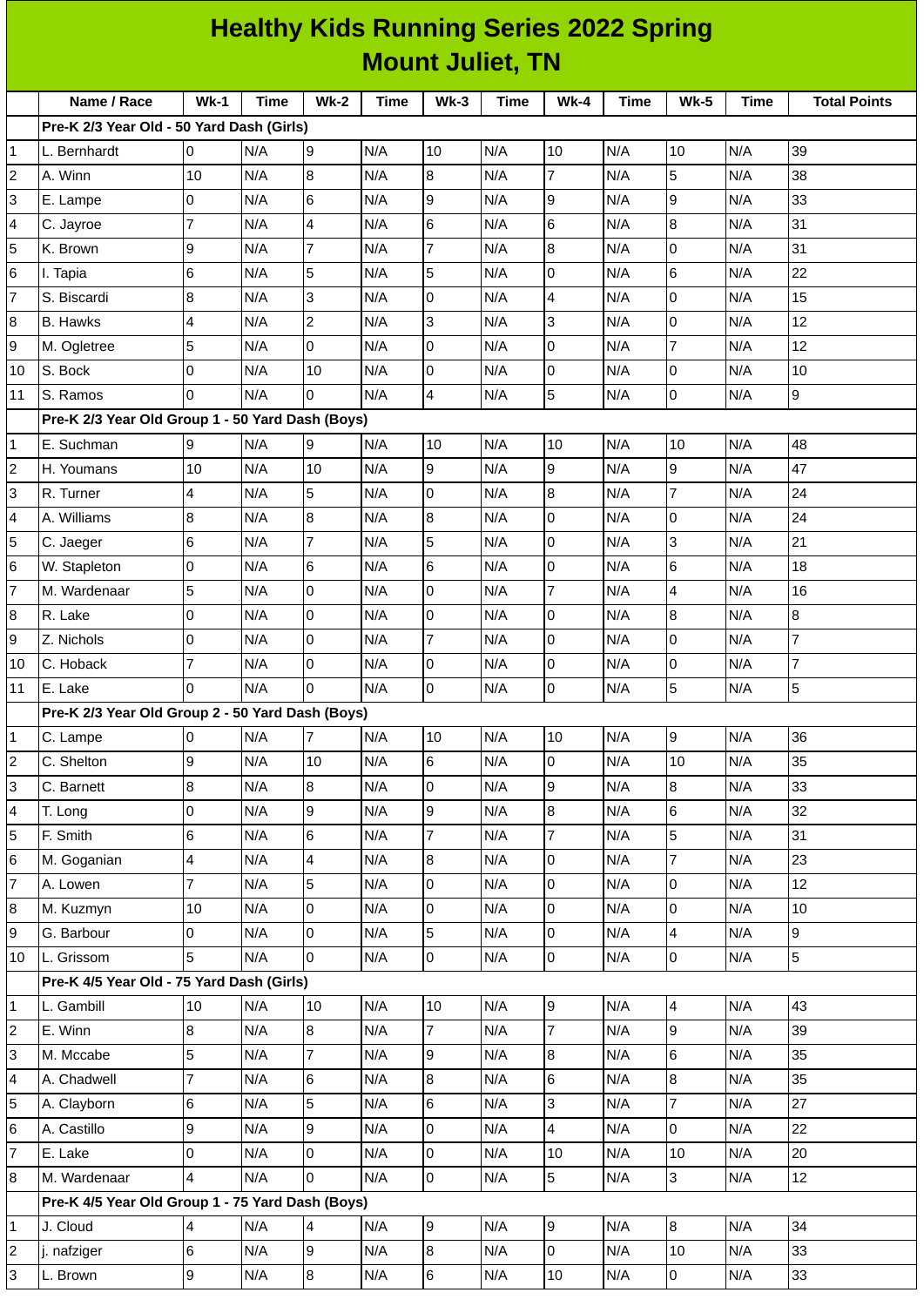# Healthy Kids Running Series 2022 Spring
## Mount Juliet, TN

| | Name / Race | Wk-1 | Time | Wk-2 | Time | Wk-3 | Time | Wk-4 | Time | Wk-5 | Time | Total Points |
|---|---|---|---|---|---|---|---|---|---|---|---|---|
| | **Pre-K 2/3 Year Old - 50 Yard Dash (Girls)** | | | | | | | | | | | |
| 1 | L. Bernhardt | 0 | N/A | 9 | N/A | 10 | N/A | 10 | N/A | 10 | N/A | 39 |
| 2 | A. Winn | 10 | N/A | 8 | N/A | 8 | N/A | 7 | N/A | 5 | N/A | 38 |
| 3 | E. Lampe | 0 | N/A | 6 | N/A | 9 | N/A | 9 | N/A | 9 | N/A | 33 |
| 4 | C. Jayroe | 7 | N/A | 4 | N/A | 6 | N/A | 6 | N/A | 8 | N/A | 31 |
| 5 | K. Brown | 9 | N/A | 7 | N/A | 7 | N/A | 8 | N/A | 0 | N/A | 31 |
| 6 | I. Tapia | 6 | N/A | 5 | N/A | 5 | N/A | 0 | N/A | 6 | N/A | 22 |
| 7 | S. Biscardi | 8 | N/A | 3 | N/A | 0 | N/A | 4 | N/A | 0 | N/A | 15 |
| 8 | B. Hawks | 4 | N/A | 2 | N/A | 3 | N/A | 3 | N/A | 0 | N/A | 12 |
| 9 | M. Ogletree | 5 | N/A | 0 | N/A | 0 | N/A | 0 | N/A | 7 | N/A | 12 |
| 10 | S. Bock | 0 | N/A | 10 | N/A | 0 | N/A | 0 | N/A | 0 | N/A | 10 |
| 11 | S. Ramos | 0 | N/A | 0 | N/A | 4 | N/A | 5 | N/A | 0 | N/A | 9 |
| | **Pre-K 2/3 Year Old Group 1 - 50 Yard Dash (Boys)** | | | | | | | | | | | |
| 1 | E. Suchman | 9 | N/A | 9 | N/A | 10 | N/A | 10 | N/A | 10 | N/A | 48 |
| 2 | H. Youmans | 10 | N/A | 10 | N/A | 9 | N/A | 9 | N/A | 9 | N/A | 47 |
| 3 | R. Turner | 4 | N/A | 5 | N/A | 0 | N/A | 8 | N/A | 7 | N/A | 24 |
| 4 | A. Williams | 8 | N/A | 8 | N/A | 8 | N/A | 0 | N/A | 0 | N/A | 24 |
| 5 | C. Jaeger | 6 | N/A | 7 | N/A | 5 | N/A | 0 | N/A | 3 | N/A | 21 |
| 6 | W. Stapleton | 0 | N/A | 6 | N/A | 6 | N/A | 0 | N/A | 6 | N/A | 18 |
| 7 | M. Wardenaar | 5 | N/A | 0 | N/A | 0 | N/A | 7 | N/A | 4 | N/A | 16 |
| 8 | R. Lake | 0 | N/A | 0 | N/A | 0 | N/A | 0 | N/A | 8 | N/A | 8 |
| 9 | Z. Nichols | 0 | N/A | 0 | N/A | 7 | N/A | 0 | N/A | 0 | N/A | 7 |
| 10 | C. Hoback | 7 | N/A | 0 | N/A | 0 | N/A | 0 | N/A | 0 | N/A | 7 |
| 11 | E. Lake | 0 | N/A | 0 | N/A | 0 | N/A | 0 | N/A | 5 | N/A | 5 |
| | **Pre-K 2/3 Year Old Group 2 - 50 Yard Dash (Boys)** | | | | | | | | | | | |
| 1 | C. Lampe | 0 | N/A | 7 | N/A | 10 | N/A | 10 | N/A | 9 | N/A | 36 |
| 2 | C. Shelton | 9 | N/A | 10 | N/A | 6 | N/A | 0 | N/A | 10 | N/A | 35 |
| 3 | C. Barnett | 8 | N/A | 8 | N/A | 0 | N/A | 9 | N/A | 8 | N/A | 33 |
| 4 | T. Long | 0 | N/A | 9 | N/A | 9 | N/A | 8 | N/A | 6 | N/A | 32 |
| 5 | F. Smith | 6 | N/A | 6 | N/A | 7 | N/A | 7 | N/A | 5 | N/A | 31 |
| 6 | M. Goganian | 4 | N/A | 4 | N/A | 8 | N/A | 0 | N/A | 7 | N/A | 23 |
| 7 | A. Lowen | 7 | N/A | 5 | N/A | 0 | N/A | 0 | N/A | 0 | N/A | 12 |
| 8 | M. Kuzmyn | 10 | N/A | 0 | N/A | 0 | N/A | 0 | N/A | 0 | N/A | 10 |
| 9 | G. Barbour | 0 | N/A | 0 | N/A | 5 | N/A | 0 | N/A | 4 | N/A | 9 |
| 10 | L. Grissom | 5 | N/A | 0 | N/A | 0 | N/A | 0 | N/A | 0 | N/A | 5 |
| | **Pre-K 4/5 Year Old - 75 Yard Dash (Girls)** | | | | | | | | | | | |
| 1 | L. Gambill | 10 | N/A | 10 | N/A | 10 | N/A | 9 | N/A | 4 | N/A | 43 |
| 2 | E. Winn | 8 | N/A | 8 | N/A | 7 | N/A | 7 | N/A | 9 | N/A | 39 |
| 3 | M. Mccabe | 5 | N/A | 7 | N/A | 9 | N/A | 8 | N/A | 6 | N/A | 35 |
| 4 | A. Chadwell | 7 | N/A | 6 | N/A | 8 | N/A | 6 | N/A | 8 | N/A | 35 |
| 5 | A. Clayborn | 6 | N/A | 5 | N/A | 6 | N/A | 3 | N/A | 7 | N/A | 27 |
| 6 | A. Castillo | 9 | N/A | 9 | N/A | 0 | N/A | 4 | N/A | 0 | N/A | 22 |
| 7 | E. Lake | 0 | N/A | 0 | N/A | 0 | N/A | 10 | N/A | 10 | N/A | 20 |
| 8 | M. Wardenaar | 4 | N/A | 0 | N/A | 0 | N/A | 5 | N/A | 3 | N/A | 12 |
| | **Pre-K 4/5 Year Old Group 1 - 75 Yard Dash (Boys)** | | | | | | | | | | | |
| 1 | J. Cloud | 4 | N/A | 4 | N/A | 9 | N/A | 9 | N/A | 8 | N/A | 34 |
| 2 | j. nafziger | 6 | N/A | 9 | N/A | 8 | N/A | 0 | N/A | 10 | N/A | 33 |
| 3 | L. Brown | 9 | N/A | 8 | N/A | 6 | N/A | 10 | N/A | 0 | N/A | 33 |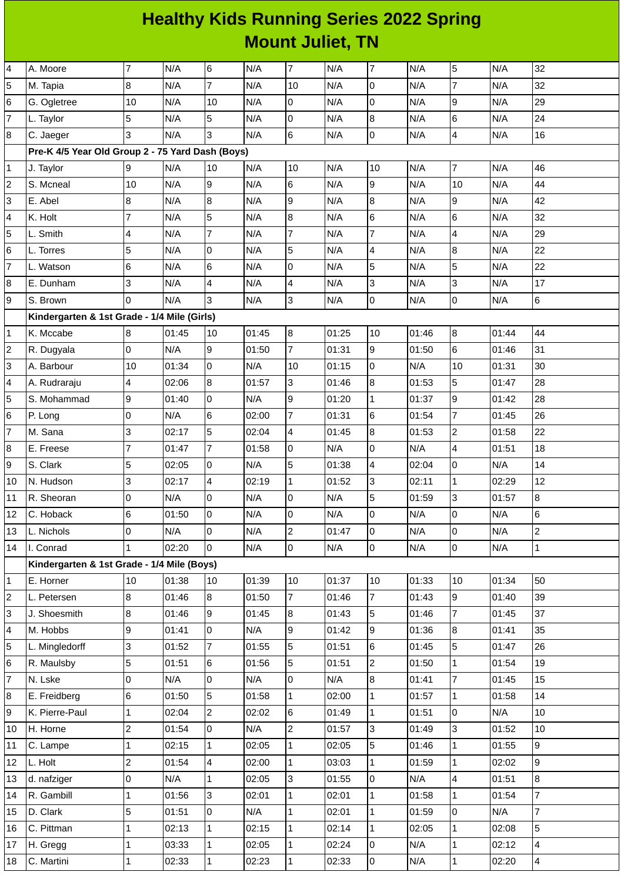# Healthy Kids Running Series 2022 Spring
## Mount Juliet, TN

| | | | | | | | | | | | | |
|---|---|---|---|---|---|---|---|---|---|---|---|---|
| 4 | A. Moore | 7 | N/A | 6 | N/A | 7 | N/A | 7 | N/A | 5 | N/A | 32 |
| 5 | M. Tapia | 8 | N/A | 7 | N/A | 10 | N/A | 0 | N/A | 7 | N/A | 32 |
| 6 | G. Ogletree | 10 | N/A | 10 | N/A | 0 | N/A | 0 | N/A | 9 | N/A | 29 |
| 7 | L. Taylor | 5 | N/A | 5 | N/A | 0 | N/A | 8 | N/A | 6 | N/A | 24 |
| 8 | C. Jaeger | 3 | N/A | 3 | N/A | 6 | N/A | 0 | N/A | 4 | N/A | 16 |
| | **Pre-K 4/5 Year Old Group 2 - 75 Yard Dash (Boys)** | | | | | | | | | | | |
| 1 | J. Taylor | 9 | N/A | 10 | N/A | 10 | N/A | 10 | N/A | 7 | N/A | 46 |
| 2 | S. Mcneal | 10 | N/A | 9 | N/A | 6 | N/A | 9 | N/A | 10 | N/A | 44 |
| 3 | E. Abel | 8 | N/A | 8 | N/A | 9 | N/A | 8 | N/A | 9 | N/A | 42 |
| 4 | K. Holt | 7 | N/A | 5 | N/A | 8 | N/A | 6 | N/A | 6 | N/A | 32 |
| 5 | L. Smith | 4 | N/A | 7 | N/A | 7 | N/A | 7 | N/A | 4 | N/A | 29 |
| 6 | L. Torres | 5 | N/A | 0 | N/A | 5 | N/A | 4 | N/A | 8 | N/A | 22 |
| 7 | L. Watson | 6 | N/A | 6 | N/A | 0 | N/A | 5 | N/A | 5 | N/A | 22 |
| 8 | E. Dunham | 3 | N/A | 4 | N/A | 4 | N/A | 3 | N/A | 3 | N/A | 17 |
| 9 | S. Brown | 0 | N/A | 3 | N/A | 3 | N/A | 0 | N/A | 0 | N/A | 6 |
| | **Kindergarten & 1st Grade - 1/4 Mile (Girls)** | | | | | | | | | | | |
| 1 | K. Mccabe | 8 | 01:45 | 10 | 01:45 | 8 | 01:25 | 10 | 01:46 | 8 | 01:44 | 44 |
| 2 | R. Dugyala | 0 | N/A | 9 | 01:50 | 7 | 01:31 | 9 | 01:50 | 6 | 01:46 | 31 |
| 3 | A. Barbour | 10 | 01:34 | 0 | N/A | 10 | 01:15 | 0 | N/A | 10 | 01:31 | 30 |
| 4 | A. Rudraraju | 4 | 02:06 | 8 | 01:57 | 3 | 01:46 | 8 | 01:53 | 5 | 01:47 | 28 |
| 5 | S. Mohammad | 9 | 01:40 | 0 | N/A | 9 | 01:20 | 1 | 01:37 | 9 | 01:42 | 28 |
| 6 | P. Long | 0 | N/A | 6 | 02:00 | 7 | 01:31 | 6 | 01:54 | 7 | 01:45 | 26 |
| 7 | M. Sana | 3 | 02:17 | 5 | 02:04 | 4 | 01:45 | 8 | 01:53 | 2 | 01:58 | 22 |
| 8 | E. Freese | 7 | 01:47 | 7 | 01:58 | 0 | N/A | 0 | N/A | 4 | 01:51 | 18 |
| 9 | S. Clark | 5 | 02:05 | 0 | N/A | 5 | 01:38 | 4 | 02:04 | 0 | N/A | 14 |
| 10 | N. Hudson | 3 | 02:17 | 4 | 02:19 | 1 | 01:52 | 3 | 02:11 | 1 | 02:29 | 12 |
| 11 | R. Sheoran | 0 | N/A | 0 | N/A | 0 | N/A | 5 | 01:59 | 3 | 01:57 | 8 |
| 12 | C. Hoback | 6 | 01:50 | 0 | N/A | 0 | N/A | 0 | N/A | 0 | N/A | 6 |
| 13 | L. Nichols | 0 | N/A | 0 | N/A | 2 | 01:47 | 0 | N/A | 0 | N/A | 2 |
| 14 | I. Conrad | 1 | 02:20 | 0 | N/A | 0 | N/A | 0 | N/A | 0 | N/A | 1 |
| | **Kindergarten & 1st Grade - 1/4 Mile (Boys)** | | | | | | | | | | | |
| 1 | E. Horner | 10 | 01:38 | 10 | 01:39 | 10 | 01:37 | 10 | 01:33 | 10 | 01:34 | 50 |
| 2 | L. Petersen | 8 | 01:46 | 8 | 01:50 | 7 | 01:46 | 7 | 01:43 | 9 | 01:40 | 39 |
| 3 | J. Shoesmith | 8 | 01:46 | 9 | 01:45 | 8 | 01:43 | 5 | 01:46 | 7 | 01:45 | 37 |
| 4 | M. Hobbs | 9 | 01:41 | 0 | N/A | 9 | 01:42 | 9 | 01:36 | 8 | 01:41 | 35 |
| 5 | L. Mingledorff | 3 | 01:52 | 7 | 01:55 | 5 | 01:51 | 6 | 01:45 | 5 | 01:47 | 26 |
| 6 | R. Maulsby | 5 | 01:51 | 6 | 01:56 | 5 | 01:51 | 2 | 01:50 | 1 | 01:54 | 19 |
| 7 | N. Lske | 0 | N/A | 0 | N/A | 0 | N/A | 8 | 01:41 | 7 | 01:45 | 15 |
| 8 | E. Freidberg | 6 | 01:50 | 5 | 01:58 | 1 | 02:00 | 1 | 01:57 | 1 | 01:58 | 14 |
| 9 | K. Pierre-Paul | 1 | 02:04 | 2 | 02:02 | 6 | 01:49 | 1 | 01:51 | 0 | N/A | 10 |
| 10 | H. Horne | 2 | 01:54 | 0 | N/A | 2 | 01:57 | 3 | 01:49 | 3 | 01:52 | 10 |
| 11 | C. Lampe | 1 | 02:15 | 1 | 02:05 | 1 | 02:05 | 5 | 01:46 | 1 | 01:55 | 9 |
| 12 | L. Holt | 2 | 01:54 | 4 | 02:00 | 1 | 03:03 | 1 | 01:59 | 1 | 02:02 | 9 |
| 13 | d. nafziger | 0 | N/A | 1 | 02:05 | 3 | 01:55 | 0 | N/A | 4 | 01:51 | 8 |
| 14 | R. Gambill | 1 | 01:56 | 3 | 02:01 | 1 | 02:01 | 1 | 01:58 | 1 | 01:54 | 7 |
| 15 | D. Clark | 5 | 01:51 | 0 | N/A | 1 | 02:01 | 1 | 01:59 | 0 | N/A | 7 |
| 16 | C. Pittman | 1 | 02:13 | 1 | 02:15 | 1 | 02:14 | 1 | 02:05 | 1 | 02:08 | 5 |
| 17 | H. Gregg | 1 | 03:33 | 1 | 02:05 | 1 | 02:24 | 0 | N/A | 1 | 02:12 | 4 |
| 18 | C. Martini | 1 | 02:33 | 1 | 02:23 | 1 | 02:33 | 0 | N/A | 1 | 02:20 | 4 |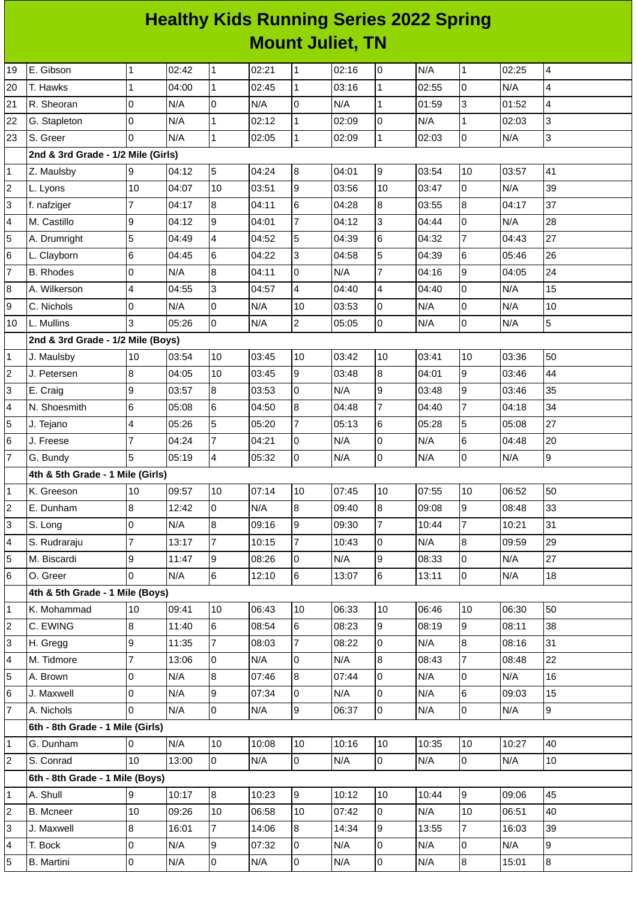# Healthy Kids Running Series 2022 Spring
## Mount Juliet, TN

| | | | | | | | | | | | | |
|---|---|---|---|---|---|---|---|---|---|---|---|---|
| 19 | E. Gibson | 1 | 02:42 | 1 | 02:21 | 1 | 02:16 | 0 | N/A | 1 | 02:25 | 4 |
| 20 | T. Hawks | 1 | 04:00 | 1 | 02:45 | 1 | 03:16 | 1 | 02:55 | 0 | N/A | 4 |
| 21 | R. Sheoran | 0 | N/A | 0 | N/A | 0 | N/A | 1 | 01:59 | 3 | 01:52 | 4 |
| 22 | G. Stapleton | 0 | N/A | 1 | 02:12 | 1 | 02:09 | 0 | N/A | 1 | 02:03 | 3 |
| 23 | S. Greer | 0 | N/A | 1 | 02:05 | 1 | 02:09 | 1 | 02:03 | 0 | N/A | 3 |
| | **2nd & 3rd Grade - 1/2 Mile (Girls)** | | | | | | | | | | | |
| 1 | Z. Maulsby | 9 | 04:12 | 5 | 04:24 | 8 | 04:01 | 9 | 03:54 | 10 | 03:57 | 41 |
| 2 | L. Lyons | 10 | 04:07 | 10 | 03:51 | 9 | 03:56 | 10 | 03:47 | 0 | N/A | 39 |
| 3 | f. nafziger | 7 | 04:17 | 8 | 04:11 | 6 | 04:28 | 8 | 03:55 | 8 | 04:17 | 37 |
| 4 | M. Castillo | 9 | 04:12 | 9 | 04:01 | 7 | 04:12 | 3 | 04:44 | 0 | N/A | 28 |
| 5 | A. Drumright | 5 | 04:49 | 4 | 04:52 | 5 | 04:39 | 6 | 04:32 | 7 | 04:43 | 27 |
| 6 | L. Clayborn | 6 | 04:45 | 6 | 04:22 | 3 | 04:58 | 5 | 04:39 | 6 | 05:46 | 26 |
| 7 | B. Rhodes | 0 | N/A | 8 | 04:11 | 0 | N/A | 7 | 04:16 | 9 | 04:05 | 24 |
| 8 | A. Wilkerson | 4 | 04:55 | 3 | 04:57 | 4 | 04:40 | 4 | 04:40 | 0 | N/A | 15 |
| 9 | C. Nichols | 0 | N/A | 0 | N/A | 10 | 03:53 | 0 | N/A | 0 | N/A | 10 |
| 10 | L. Mullins | 3 | 05:26 | 0 | N/A | 2 | 05:05 | 0 | N/A | 0 | N/A | 5 |
| | **2nd & 3rd Grade - 1/2 Mile (Boys)** | | | | | | | | | | | |
| 1 | J. Maulsby | 10 | 03:54 | 10 | 03:45 | 10 | 03:42 | 10 | 03:41 | 10 | 03:36 | 50 |
| 2 | J. Petersen | 8 | 04:05 | 10 | 03:45 | 9 | 03:48 | 8 | 04:01 | 9 | 03:46 | 44 |
| 3 | E. Craig | 9 | 03:57 | 8 | 03:53 | 0 | N/A | 9 | 03:48 | 9 | 03:46 | 35 |
| 4 | N. Shoesmith | 6 | 05:08 | 6 | 04:50 | 8 | 04:48 | 7 | 04:40 | 7 | 04:18 | 34 |
| 5 | J. Tejano | 4 | 05:26 | 5 | 05:20 | 7 | 05:13 | 6 | 05:28 | 5 | 05:08 | 27 |
| 6 | J. Freese | 7 | 04:24 | 7 | 04:21 | 0 | N/A | 0 | N/A | 6 | 04:48 | 20 |
| 7 | G. Bundy | 5 | 05:19 | 4 | 05:32 | 0 | N/A | 0 | N/A | 0 | N/A | 9 |
| | **4th & 5th Grade - 1 Mile (Girls)** | | | | | | | | | | | |
| 1 | K. Greeson | 10 | 09:57 | 10 | 07:14 | 10 | 07:45 | 10 | 07:55 | 10 | 06:52 | 50 |
| 2 | E. Dunham | 8 | 12:42 | 0 | N/A | 8 | 09:40 | 8 | 09:08 | 9 | 08:48 | 33 |
| 3 | S. Long | 0 | N/A | 8 | 09:16 | 9 | 09:30 | 7 | 10:44 | 7 | 10:21 | 31 |
| 4 | S. Rudraraju | 7 | 13:17 | 7 | 10:15 | 7 | 10:43 | 0 | N/A | 8 | 09:59 | 29 |
| 5 | M. Biscardi | 9 | 11:47 | 9 | 08:26 | 0 | N/A | 9 | 08:33 | 0 | N/A | 27 |
| 6 | O. Greer | 0 | N/A | 6 | 12:10 | 6 | 13:07 | 6 | 13:11 | 0 | N/A | 18 |
| | **4th & 5th Grade - 1 Mile (Boys)** | | | | | | | | | | | |
| 1 | K. Mohammad | 10 | 09:41 | 10 | 06:43 | 10 | 06:33 | 10 | 06:46 | 10 | 06:30 | 50 |
| 2 | C. EWING | 8 | 11:40 | 6 | 08:54 | 6 | 08:23 | 9 | 08:19 | 9 | 08:11 | 38 |
| 3 | H. Gregg | 9 | 11:35 | 7 | 08:03 | 7 | 08:22 | 0 | N/A | 8 | 08:16 | 31 |
| 4 | M. Tidmore | 7 | 13:06 | 0 | N/A | 0 | N/A | 8 | 08:43 | 7 | 08:48 | 22 |
| 5 | A. Brown | 0 | N/A | 8 | 07:46 | 8 | 07:44 | 0 | N/A | 0 | N/A | 16 |
| 6 | J. Maxwell | 0 | N/A | 9 | 07:34 | 0 | N/A | 0 | N/A | 6 | 09:03 | 15 |
| 7 | A. Nichols | 0 | N/A | 0 | N/A | 9 | 06:37 | 0 | N/A | 0 | N/A | 9 |
| | **6th - 8th Grade - 1 Mile (Girls)** | | | | | | | | | | | |
| 1 | G. Dunham | 0 | N/A | 10 | 10:08 | 10 | 10:16 | 10 | 10:35 | 10 | 10:27 | 40 |
| 2 | S. Conrad | 10 | 13:00 | 0 | N/A | 0 | N/A | 0 | N/A | 0 | N/A | 10 |
| | **6th - 8th Grade - 1 Mile (Boys)** | | | | | | | | | | | |
| 1 | A. Shull | 9 | 10:17 | 8 | 10:23 | 9 | 10:12 | 10 | 10:44 | 9 | 09:06 | 45 |
| 2 | B. Mcneer | 10 | 09:26 | 10 | 06:58 | 10 | 07:42 | 0 | N/A | 10 | 06:51 | 40 |
| 3 | J. Maxwell | 8 | 16:01 | 7 | 14:06 | 8 | 14:34 | 9 | 13:55 | 7 | 16:03 | 39 |
| 4 | T. Bock | 0 | N/A | 9 | 07:32 | 0 | N/A | 0 | N/A | 0 | N/A | 9 |
| 5 | B. Martini | 0 | N/A | 0 | N/A | 0 | N/A | 0 | N/A | 8 | 15:01 | 8 |